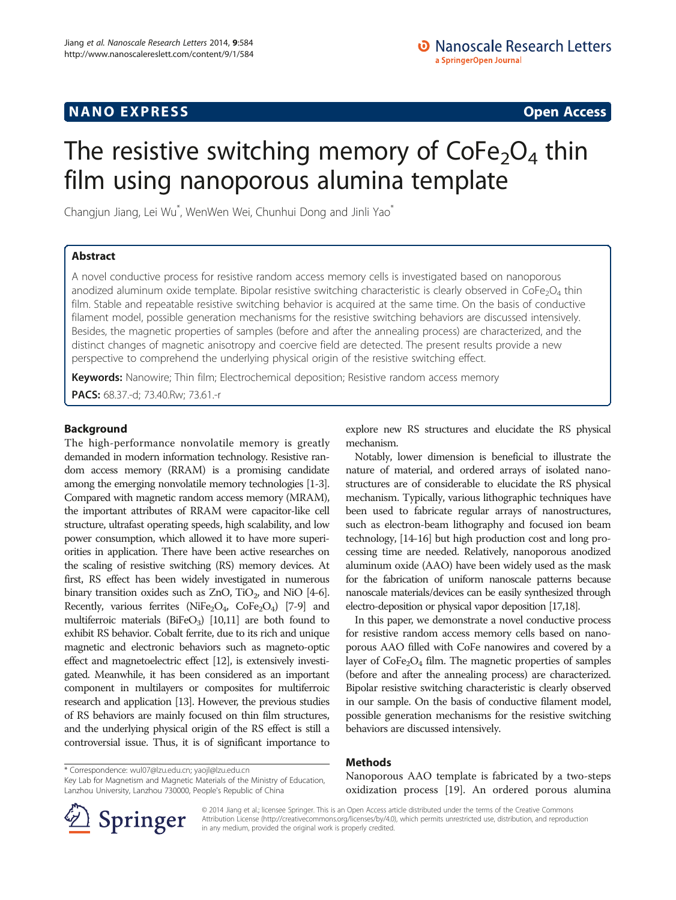NANO EXPRESS **Open Access**

# The resistive switching memory of $CoFe_2O_4$ thin film using nanoporous alumina template

Changjun Jiang, Lei Wu*, WenWen Wei, Chunhui Dong and Jinli Yao*

## Abstract

A novel conductive process for resistive random access memory cells is investigated based on nanoporous anodized aluminum oxide template. Bipolar resistive switching characteristic is clearly observed in $CoFe_2O_4$ thin film. Stable and repeatable resistive switching behavior is acquired at the same time. On the basis of conductive filament model, possible generation mechanisms for the resistive switching behaviors are discussed intensively. Besides, the magnetic properties of samples (before and after the annealing process) are characterized, and the distinct changes of magnetic anisotropy and coercive field are detected. The present results provide a new perspective to comprehend the underlying physical origin of the resistive switching effect.

**Keywords:** Nanowire; Thin film; Electrochemical deposition; Resistive random access memory

**PACS:** 68.37.-d; 73.40.Rw; 73.61.-r

## Background

The high-performance nonvolatile memory is greatly demanded in modern information technology. Resistive random access memory (RRAM) is a promising candidate among the emerging nonvolatile memory technologies [1-3]. Compared with magnetic random access memory (MRAM), the important attributes of RRAM were capacitor-like cell structure, ultrafast operating speeds, high scalability, and low power consumption, which allowed it to have more superiorities in application. There have been active researches on the scaling of resistive switching (RS) memory devices. At first, RS effect has been widely investigated in numerous binary transition oxides such as ZnO, $TiO_2$, and NiO [4-6]. Recently, various ferrites ($NiFe_2O_4$, $CoFe_2O_4$) [7-9] and multiferroic materials ($BiFeO_3$) [10,11] are both found to exhibit RS behavior. Cobalt ferrite, due to its rich and unique magnetic and electronic behaviors such as magneto-optic effect and magnetoelectric effect [12], is extensively investigated. Meanwhile, it has been considered as an important component in multilayers or composites for multiferroic research and application [13]. However, the previous studies of RS behaviors are mainly focused on thin film structures, and the underlying physical origin of the RS effect is still a controversial issue. Thus, it is of significant importance to explore new RS structures and elucidate the RS physical mechanism.

Notably, lower dimension is beneficial to illustrate the nature of material, and ordered arrays of isolated nanostructures are of considerable to elucidate the RS physical mechanism. Typically, various lithographic techniques have been used to fabricate regular arrays of nanostructures, such as electron-beam lithography and focused ion beam technology, [14-16] but high production cost and long processing time are needed. Relatively, nanoporous anodized aluminum oxide (AAO) have been widely used as the mask for the fabrication of uniform nanoscale patterns because nanoscale materials/devices can be easily synthesized through electro-deposition or physical vapor deposition [17,18].

In this paper, we demonstrate a novel conductive process for resistive random access memory cells based on nanoporous AAO filled with CoFe nanowires and covered by a layer of $CoFe_2O_4$ film. The magnetic properties of samples (before and after the annealing process) are characterized. Bipolar resistive switching characteristic is clearly observed in our sample. On the basis of conductive filament model, possible generation mechanisms for the resistive switching behaviors are discussed intensively.

## Methods

Nanoporous AAO template is fabricated by a two-steps oxidization process [19]. An ordered porous alumina

* Correspondence: wul07@lzu.edu.cn; yaojl@lzu.edu.cn
Key Lab for Magnetism and Magnetic Materials of the Ministry of Education, Lanzhou University, Lanzhou 730000, People's Republic of China

© 2014 Jiang et al.; licensee Springer. This is an Open Access article distributed under the terms of the Creative Commons Attribution License (http://creativecommons.org/licenses/by/4.0), which permits unrestricted use, distribution, and reproduction in any medium, provided the original work is properly credited.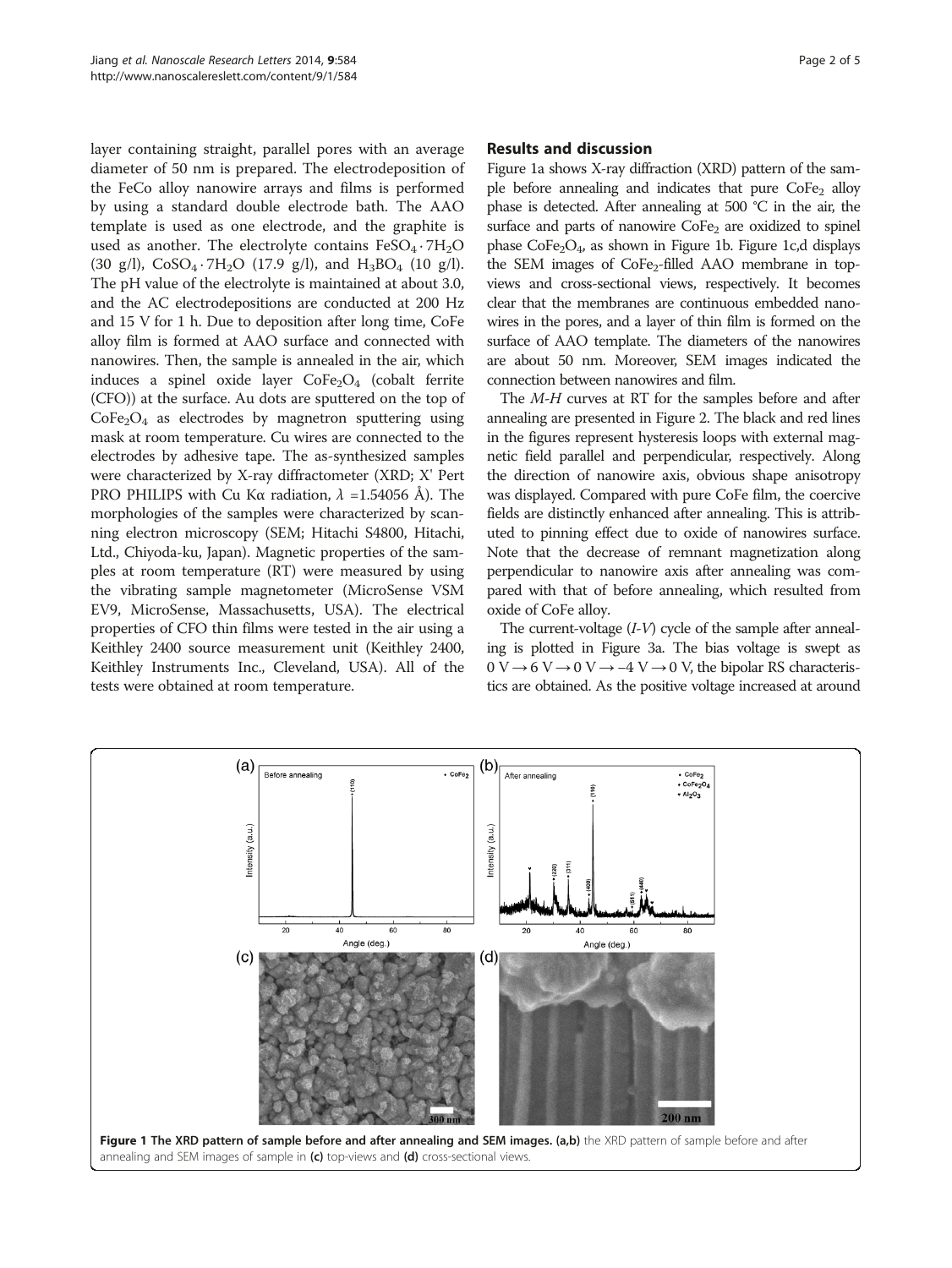layer containing straight, parallel pores with an average diameter of 50 nm is prepared. The electrodeposition of the FeCo alloy nanowire arrays and films is performed by using a standard double electrode bath. The AAO template is used as one electrode, and the graphite is used as another. The electrolyte contains $FeSO_4 \cdot 7H_2O$ (30 g/l), $CoSO_4 \cdot 7H_2O$ (17.9 g/l), and $H_3BO_4$ (10 g/l). The pH value of the electrolyte is maintained at about 3.0, and the AC electrodepositions are conducted at 200 Hz and 15 V for 1 h. Due to deposition after long time, CoFe alloy film is formed at AAO surface and connected with nanowires. Then, the sample is annealed in the air, which induces a spinel oxide layer $CoFe_2O_4$ (cobalt ferrite (CFO)) at the surface. Au dots are sputtered on the top of $CoFe_2O_4$ as electrodes by magnetron sputtering using mask at room temperature. Cu wires are connected to the electrodes by adhesive tape. The as-synthesized samples were characterized by X-ray diffractometer (XRD; X' Pert PRO PHILIPS with Cu Kα radiation, $\lambda$ =1.54056 Å). The morphologies of the samples were characterized by scanning electron microscopy (SEM; Hitachi S4800, Hitachi, Ltd., Chiyoda-ku, Japan). Magnetic properties of the samples at room temperature (RT) were measured by using the vibrating sample magnetometer (MicroSense VSM EV9, MicroSense, Massachusetts, USA). The electrical properties of CFO thin films were tested in the air using a Keithley 2400 source measurement unit (Keithley 2400, Keithley Instruments Inc., Cleveland, USA). All of the tests were obtained at room temperature.

## Results and discussion

Figure 1a shows X-ray diffraction (XRD) pattern of the sample before annealing and indicates that pure $CoFe_2$ alloy phase is detected. After annealing at 500 °C in the air, the surface and parts of nanowire $CoFe_2$ are oxidized to spinel phase $CoFe_2O_4$, as shown in Figure 1b. Figure 1c,d displays the SEM images of $CoFe_2$-filled AAO membrane in top-views and cross-sectional views, respectively. It becomes clear that the membranes are continuous embedded nanowires in the pores, and a layer of thin film is formed on the surface of AAO template. The diameters of the nanowires are about 50 nm. Moreover, SEM images indicated the connection between nanowires and film.

The *M-H* curves at RT for the samples before and after annealing are presented in Figure 2. The black and red lines in the figures represent hysteresis loops with external magnetic field parallel and perpendicular, respectively. Along the direction of nanowire axis, obvious shape anisotropy was displayed. Compared with pure CoFe film, the coercive fields are distinctly enhanced after annealing. This is attributed to pinning effect due to oxide of nanowires surface. Note that the decrease of remnant magnetization along perpendicular to nanowire axis after annealing was compared with that of before annealing, which resulted from oxide of CoFe alloy.

The current-voltage (*I-V*) cycle of the sample after annealing is plotted in Figure 3a. The bias voltage is swept as 0 V → 6 V → 0 V → −4 V → 0 V, the bipolar RS characteristics are obtained. As the positive voltage increased at around

**Figure 1 The XRD pattern of sample before and after annealing and SEM images. (a,b)** the XRD pattern of sample before and after annealing and SEM images of sample in **(c)** top-views and **(d)** cross-sectional views.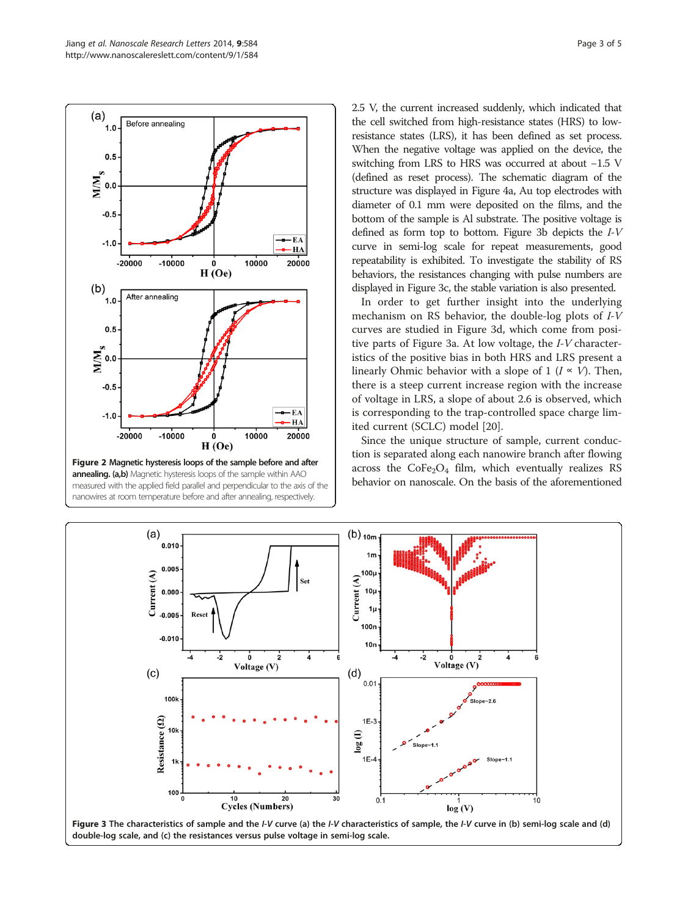2.5 V, the current increased suddenly, which indicated that the cell switched from high-resistance states (HRS) to low-resistance states (LRS), it has been defined as set process. When the negative voltage was applied on the device, the switching from LRS to HRS was occurred at about −1.5 V (defined as reset process). The schematic diagram of the structure was displayed in Figure 4a, Au top electrodes with diameter of 0.1 mm were deposited on the films, and the bottom of the sample is Al substrate. The positive voltage is defined as form top to bottom. Figure 3b depicts the *I-V* curve in semi-log scale for repeat measurements, good repeatability is exhibited. To investigate the stability of RS behaviors, the resistances changing with pulse numbers are displayed in Figure 3c, the stable variation is also presented.

In order to get further insight into the underlying mechanism on RS behavior, the double-log plots of *I-V* curves are studied in Figure 3d, which come from positive parts of Figure 3a. At low voltage, the *I-V* characteristics of the positive bias in both HRS and LRS present a linearly Ohmic behavior with a slope of 1 ($I \propto V$). Then, there is a steep current increase region with the increase of voltage in LRS, a slope of about 2.6 is observed, which is corresponding to the trap-controlled space charge limited current (SCLC) model [20].

Since the unique structure of sample, current conduction is separated along each nanowire branch after flowing across the $CoFe_2O_4$ film, which eventually realizes RS behavior on nanoscale. On the basis of the aforementioned

**Figure 2 Magnetic hysteresis loops of the sample before and after annealing. (a,b)** Magnetic hysteresis loops of the sample within AAO measured with the applied field parallel and perpendicular to the axis of the nanowires at room temperature before and after annealing, respectively.

**Figure 3 The characteristics of sample and the *I-V* curve (a) the *I-V* characteristics of sample, the *I-V* curve in (b) semi-log scale and (d) double-log scale, and (c) the resistances versus pulse voltage in semi-log scale.**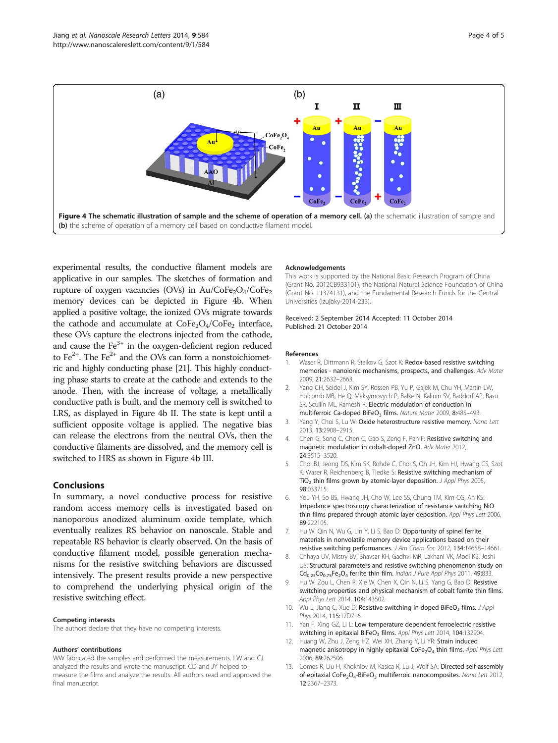**Figure 4 The schematic illustration of sample and the scheme of operation of a memory cell.** (a) the schematic illustration of sample and (b) the scheme of operation of a memory cell based on conductive filament model.

experimental results, the conductive filament models are applicative in our samples. The sketches of formation and rupture of oxygen vacancies (OVs) in $Au/CoFe_2O_4/CoFe_2$ memory devices can be depicted in Figure 4b. When applied a positive voltage, the ionized OVs migrate towards the cathode and accumulate at $CoFe_2O_4/CoFe_2$ interface, these OVs capture the electrons injected from the cathode, and cause the $Fe^{3+}$ in the oxygen-deficient region reduced to $Fe^{2+}$. The $Fe^{2+}$ and the OVs can form a nonstoichiometric and highly conducting phase [21]. This highly conducting phase starts to create at the cathode and extends to the anode. Then, with the increase of voltage, a metallically conductive path is built, and the memory cell is switched to LRS, as displayed in Figure 4b II. The state is kept until a sufficient opposite voltage is applied. The negative bias can release the electrons from the neutral OVs, then the conductive filaments are dissolved, and the memory cell is switched to HRS as shown in Figure 4b III.

## Conclusions

In summary, a novel conductive process for resistive random access memory cells is investigated based on nanoporous anodized aluminum oxide template, which eventually realizes RS behavior on nanoscale. Stable and repeatable RS behavior is clearly observed. On the basis of conductive filament model, possible generation mechanisms for the resistive switching behaviors are discussed intensively. The present results provide a new perspective to comprehend the underlying physical origin of the resistive switching effect.

#### Competing interests

The authors declare that they have no competing interests.

#### Authors' contributions

WW fabricated the samples and performed the measurements. LW and CJ analyzed the results and wrote the manuscript. CD and JY helped to measure the films and analyze the results. All authors read and approved the final manuscript.

#### Acknowledgements

This work is supported by the National Basic Research Program of China (Grant No. 2012CB933101), the National Natural Science Foundation of China (Grant No. 11374131), and the Fundamental Research Funds for the Central Universities (lzujbky-2014-233).

Received: 2 September 2014 Accepted: 11 October 2014
Published: 21 October 2014

#### References

1. Waser R, Dittmann R, Staikov G, Szot K: **Redox-based resistive switching memories - nanoionic mechanisms, prospects, and challenges.** *Adv Mater* 2009, **21:**2632–2663.
2. Yang CH, Seidel J, Kim SY, Rossen PB, Yu P, Gajek M, Chu YH, Martin LW, Holcomb MB, He Q, Maksymovych P, Balke N, Kalinin SV, Baddorf AP, Basu SR, Scullin ML, Ramesh R: **Electric modulation of conduction in multiferroic Ca-doped $BiFeO_3$ films.** *Nature Mater* 2009, **8:**485–493.
3. Yang Y, Choi S, Lu W: **Oxide heterostructure resistive memory.** *Nano Lett* 2013, **13:**2908–2915.
4. Chen G, Song C, Chen C, Gao S, Zeng F, Pan F: **Resistive switching and magnetic modulation in cobalt-doped ZnO.** *Adv Mater* 2012, **24:**3515–3520.
5. Choi BJ, Jeong DS, Kim SK, Rohde C, Choi S, Oh JH, Kim HJ, Hwang CS, Szot K, Waser R, Reichenberg B, Tiedke S: **Resistive switching mechanism of $TiO_2$ thin films grown by atomic-layer deposition.** *J Appl Phys* 2005, **98:**033715.
6. You YH, So BS, Hwang JH, Cho W, Lee SS, Chung TM, Kim CG, An KS: **Impedance spectroscopy characterization of resistance switching NiO thin films prepared through atomic layer deposition.** *Appl Phys Lett* 2006, **89:**222105.
7. Hu W, Qin N, Wu G, Lin Y, Li S, Bao D: **Opportunity of spinel ferrite materials in nonvolatile memory device applications based on their resistive switching performances.** *J Am Chem Soc* 2012, **134:**14658–14661.
8. Chhaya UV, Mistry BV, Bhavsar KH, Gadhvi MR, Lakhani VK, Modi KB, Joshi US: **Structural parameters and resistive switching phenomenon study on $Cd_{0.25}Co_{0.75}Fe_2O_4$ ferrite thin film.** *Indian J Pure Appl Phys* 2011, **49:**833.
9. Hu W, Zou L, Chen R, Xie W, Chen X, Qin N, Li S, Yang G, Bao D: **Resistive switching properties and physical mechanism of cobalt ferrite thin films.** *Appl Phys Lett* 2014, **104:**143502.
10. Wu L, Jiang C, Xue D: **Resistive switching in doped $BiFeO_3$ films.** *J Appl Phys* 2014, **115:**17D716.
11. Yan F, Xing GZ, Li L: **Low temperature dependent ferroelectric resistive switching in epitaxial $BiFeO_3$ films.** *Appl Phys Lett* 2014, **104:**132904.
12. Huang W, Zhu J, Zeng HZ, Wei XH, Zhang Y, Li YR: **Strain induced magnetic anisotropy in highly epitaxial $CoFe_2O_4$ thin films.** *Appl Phys Lett* 2006, **89:**262506.
13. Comes R, Liu H, Khokhlov M, Kasica R, Lu J, Wolf SA: **Directed self-assembly of epitaxial $CoFe_2O_4$-$BiFeO_3$ multiferroic nanocomposites.** *Nano Lett* 2012, **12:**2367–2373.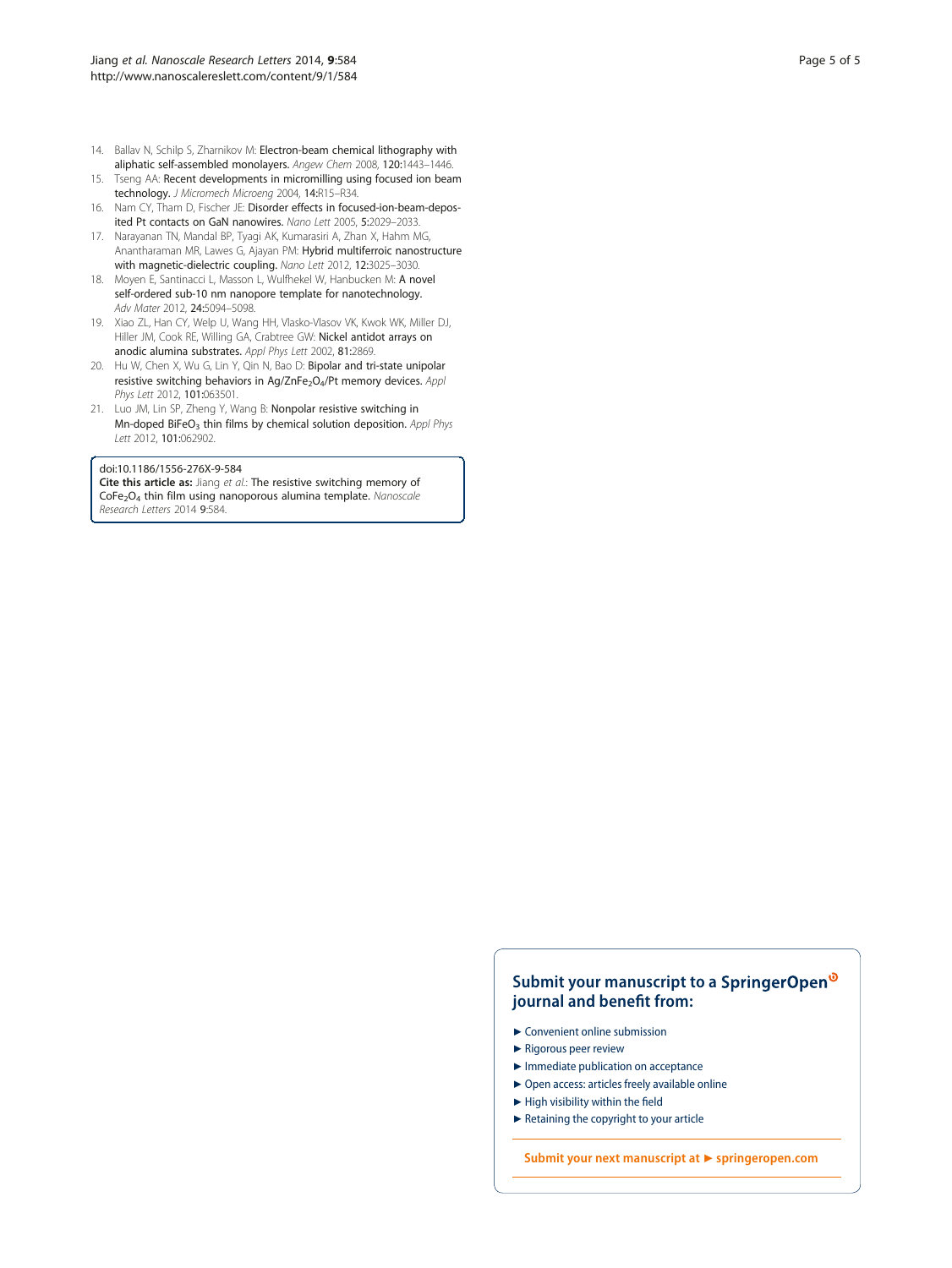14. Ballav N, Schilp S, Zharnikov M: Electron-beam chemical lithography with aliphatic self-assembled monolayers. *Angew Chem* 2008, **120:**1443–1446.
15. Tseng AA: Recent developments in micromilling using focused ion beam technology. *J Micromech Microeng* 2004, **14:**R15–R34.
16. Nam CY, Tham D, Fischer JE: Disorder effects in focused-ion-beam-deposited Pt contacts on GaN nanowires. *Nano Lett* 2005, **5:**2029–2033.
17. Narayanan TN, Mandal BP, Tyagi AK, Kumarasiri A, Zhan X, Hahm MG, Anantharaman MR, Lawes G, Ajayan PM: Hybrid multiferroic nanostructure with magnetic-dielectric coupling. *Nano Lett* 2012, **12:**3025–3030.
18. Moyen E, Santinacci L, Masson L, Wulfhekel W, Hanbucken M: A novel self-ordered sub-10 nm nanopore template for nanotechnology. *Adv Mater* 2012, **24:**5094–5098.
19. Xiao ZL, Han CY, Welp U, Wang HH, Vlasko-Vlasov VK, Kwok WK, Miller DJ, Hiller JM, Cook RE, Willing GA, Crabtree GW: Nickel antidot arrays on anodic alumina substrates. *Appl Phys Lett* 2002, **81:**2869.
20. Hu W, Chen X, Wu G, Lin Y, Qin N, Bao D: Bipolar and tri-state unipolar resistive switching behaviors in Ag/$ZnFe_2O_4$/Pt memory devices. *Appl Phys Lett* 2012, **101:**063501.
21. Luo JM, Lin SP, Zheng Y, Wang B: Nonpolar resistive switching in Mn-doped $BiFeO_3$ thin films by chemical solution deposition. *Appl Phys Lett* 2012, **101:**062902.

doi:10.1186/1556-276X-9-584
**Cite this article as:** Jiang *et al.*: The resistive switching memory of $CoFe_2O_4$ thin film using nanoporous alumina template. *Nanoscale Research Letters* 2014 **9**:584.

**Submit your manuscript to a SpringerOpen journal and benefit from:**

- ► Convenient online submission
- ► Rigorous peer review
- ► Immediate publication on acceptance
- ► Open access: articles freely available online
- ► High visibility within the field
- ► Retaining the copyright to your article

**Submit your next manuscript at ► springeropen.com**